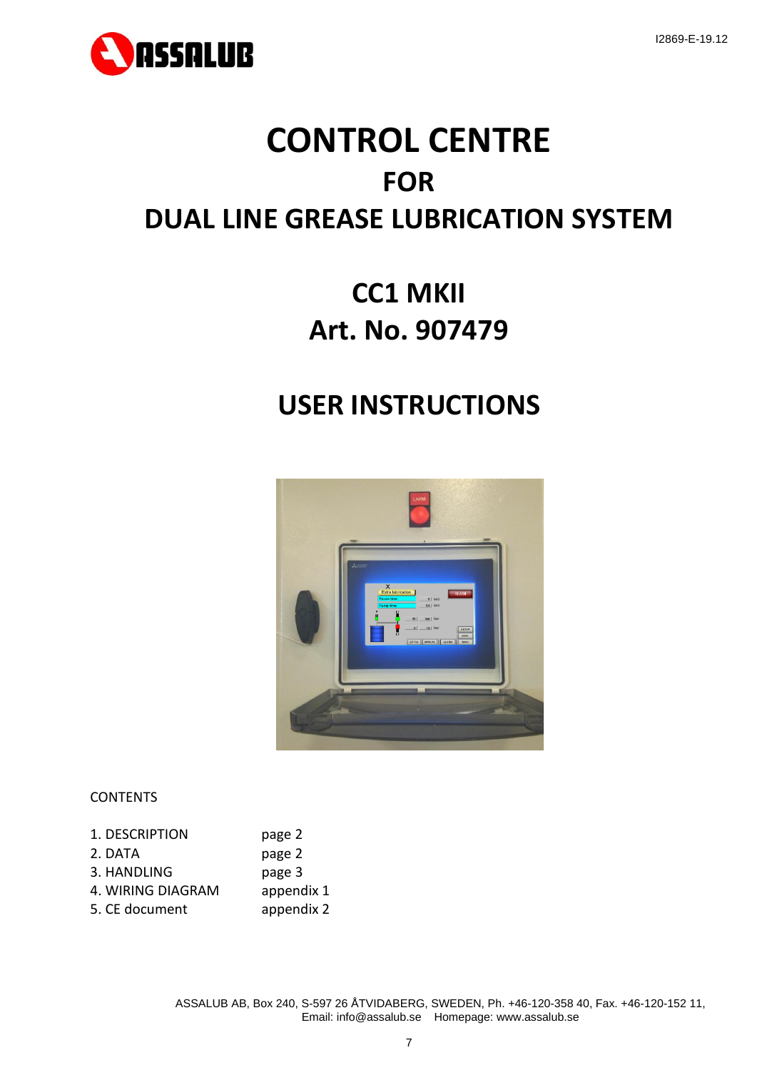# CONTROL CENTRE

## FOR

## DUAL LINE GREASE LUBRICATION SYSTEM

## CC1 MKII
## Art. No. 907479

## USER INSTRUCTIONS

CONTENTS

| | |
|---|---|
| 1. DESCRIPTION | page 2 |
| 2. DATA | page 2 |
| 3. HANDLING | page 3 |
| 4. WIRING DIAGRAM | appendix 1 |
| 5. CE document | appendix 2 |

ASSALUB AB, Box 240, S-597 26 ÅTVIDABERG, SWEDEN, Ph. +46-120-358 40, Fax. +46-120-152 11,
Email: info@assalub.se Homepage: www.assalub.se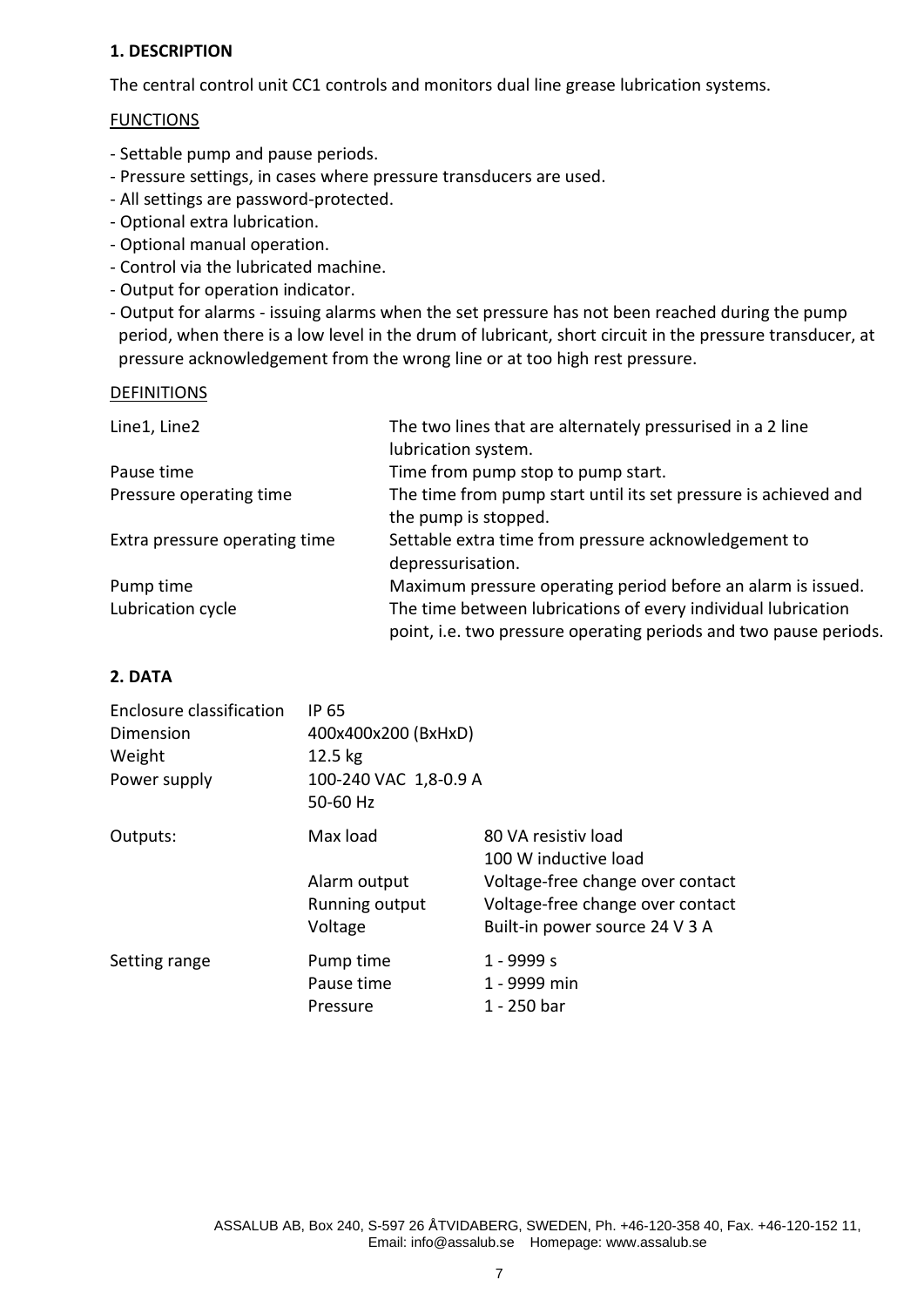## 1. DESCRIPTION

The central control unit CC1 controls and monitors dual line grease lubrication systems.

FUNCTIONS

- Settable pump and pause periods.
- Pressure settings, in cases where pressure transducers are used.
- All settings are password-protected.
- Optional extra lubrication.
- Optional manual operation.
- Control via the lubricated machine.
- Output for operation indicator.
- Output for alarms - issuing alarms when the set pressure has not been reached during the pump period, when there is a low level in the drum of lubricant, short circuit in the pressure transducer, at pressure acknowledgement from the wrong line or at too high rest pressure.

DEFINITIONS

| | |
|---|---|
| Line1, Line2 | The two lines that are alternately pressurised in a 2 line lubrication system. |
| Pause time | Time from pump stop to pump start. |
| Pressure operating time | The time from pump start until its set pressure is achieved and the pump is stopped. |
| Extra pressure operating time | Settable extra time from pressure acknowledgement to depressurisation. |
| Pump time | Maximum pressure operating period before an alarm is issued. |
| Lubrication cycle | The time between lubrications of every individual lubrication point, i.e. two pressure operating periods and two pause periods. |

## 2. DATA

| | | |
|---|---|---|
| Enclosure classification | IP 65 | |
| Dimension | 400x400x200 (BxHxD) | |
| Weight | 12.5 kg | |
| Power supply | 100-240 VAC 1,8-0.9 A 50-60 Hz | |
| Outputs: | Max load | 80 VA resistiv load 100 W inductive load |
| | Alarm output | Voltage-free change over contact |
| | Running output | Voltage-free change over contact |
| | Voltage | Built-in power source 24 V 3 A |
| Setting range | Pump time | 1 - 9999 s |
| | Pause time | 1 - 9999 min |
| | Pressure | 1 - 250 bar |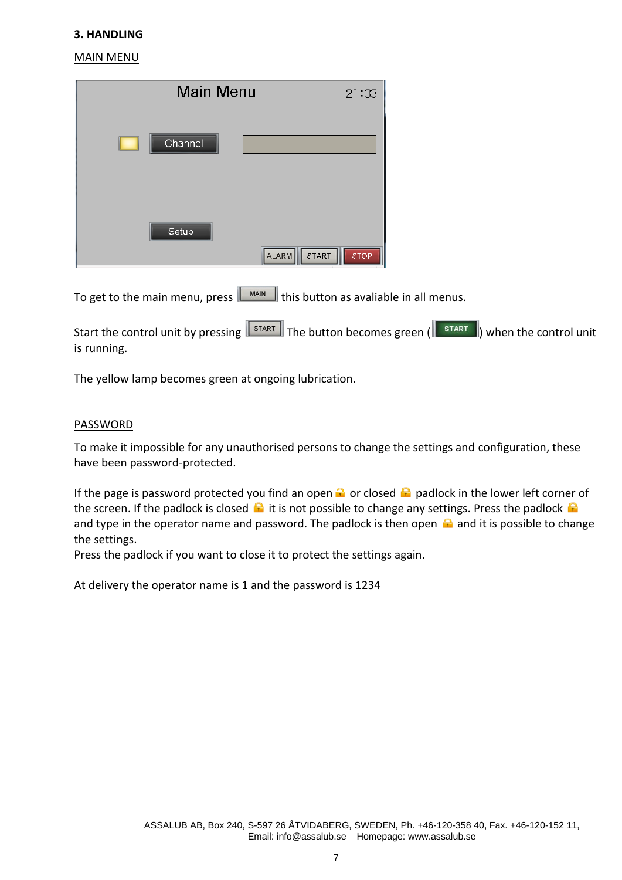**3. HANDLING**

MAIN MENU

To get to the main menu, press MAIN this button as avaliable in all menus.

Start the control unit by pressing START The button becomes green ( START ) when the control unit is running.

The yellow lamp becomes green at ongoing lubrication.

PASSWORD

To make it impossible for any unauthorised persons to change the settings and configuration, these have been password-protected.

If the page is password protected you find an open or closed padlock in the lower left corner of the screen. If the padlock is closed it is not possible to change any settings. Press the padlock and type in the operator name and password. The padlock is then open and it is possible to change the settings.
Press the padlock if you want to close it to protect the settings again.

At delivery the operator name is 1 and the password is 1234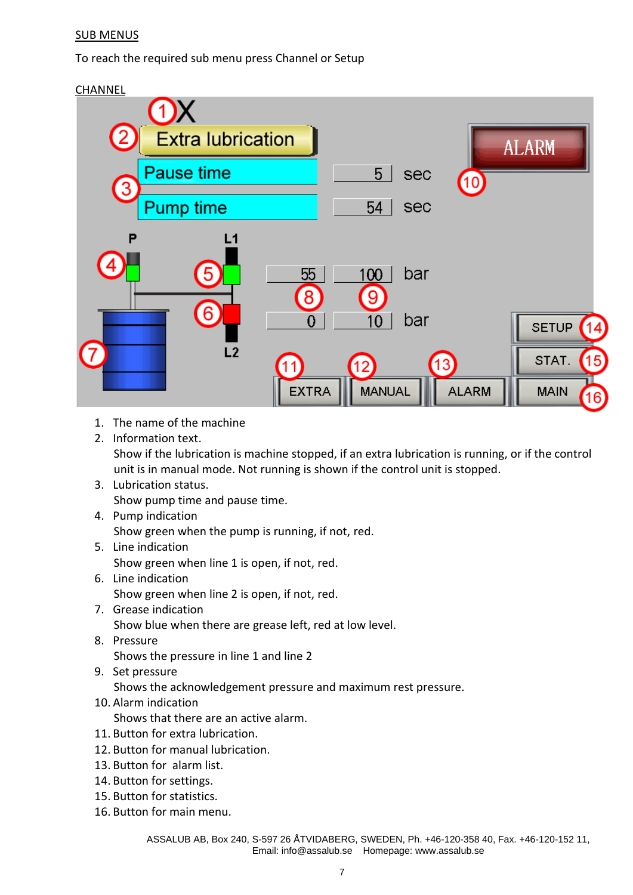SUB MENUS

To reach the required sub menu press Channel or Setup

CHANNEL

1. The name of the machine
2. Information text.
   Show if the lubrication is machine stopped, if an extra lubrication is running, or if the control unit is in manual mode. Not running is shown if the control unit is stopped.
3. Lubrication status.
   Show pump time and pause time.
4. Pump indication
   Show green when the pump is running, if not, red.
5. Line indication
   Show green when line 1 is open, if not, red.
6. Line indication
   Show green when line 2 is open, if not, red.
7. Grease indication
   Show blue when there are grease left, red at low level.
8. Pressure
   Shows the pressure in line 1 and line 2
9. Set pressure
   Shows the acknowledgement pressure and maximum rest pressure.
10. Alarm indication
    Shows that there are an active alarm.
11. Button for extra lubrication.
12. Button for manual lubrication.
13. Button for alarm list.
14. Button for settings.
15. Button for statistics.
16. Button for main menu.

ASSALUB AB, Box 240, S-597 26 ÅTVIDABERG, SWEDEN, Ph. +46-120-358 40, Fax. +46-120-152 11, Email: info@assalub.se Homepage: www.assalub.se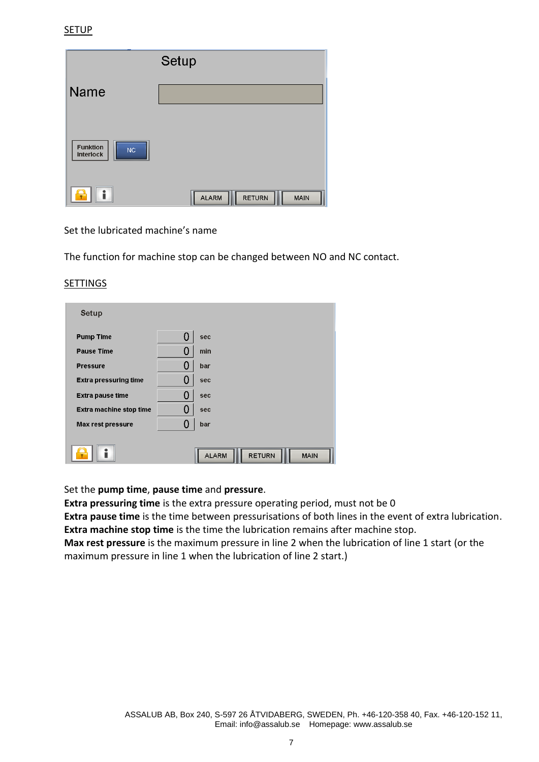SETUP

Set the lubricated machine's name

The function for machine stop can be changed between NO and NC contact.

SETTINGS

Set the **pump time**, **pause time** and **pressure**.
**Extra pressuring time** is the extra pressure operating period, must not be 0
**Extra pause time** is the time between pressurisations of both lines in the event of extra lubrication.
**Extra machine stop time** is the time the lubrication remains after machine stop.
**Max rest pressure** is the maximum pressure in line 2 when the lubrication of line 1 start (or the maximum pressure in line 1 when the lubrication of line 2 start.)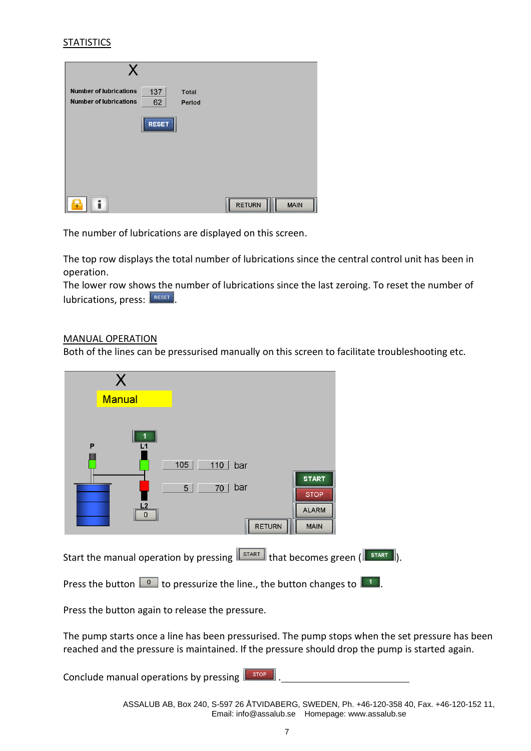## STATISTICS

The number of lubrications are displayed on this screen.

The top row displays the total number of lubrications since the central control unit has been in operation.
The lower row shows the number of lubrications since the last zeroing. To reset the number of lubrications, press: RESET.

## MANUAL OPERATION

Both of the lines can be pressurised manually on this screen to facilitate troubleshooting etc.

Start the manual operation by pressing START that becomes green (START).

Press the button 0 to pressurize the line., the button changes to 1.

Press the button again to release the pressure.

The pump starts once a line has been pressurised. The pump stops when the set pressure has been reached and the pressure is maintained. If the pressure should drop the pump is started again.

Conclude manual operations by pressing STOP .

ASSALUB AB, Box 240, S-597 26 ÅTVIDABERG, SWEDEN, Ph. +46-120-358 40, Fax. +46-120-152 11, Email: info@assalub.se Homepage: www.assalub.se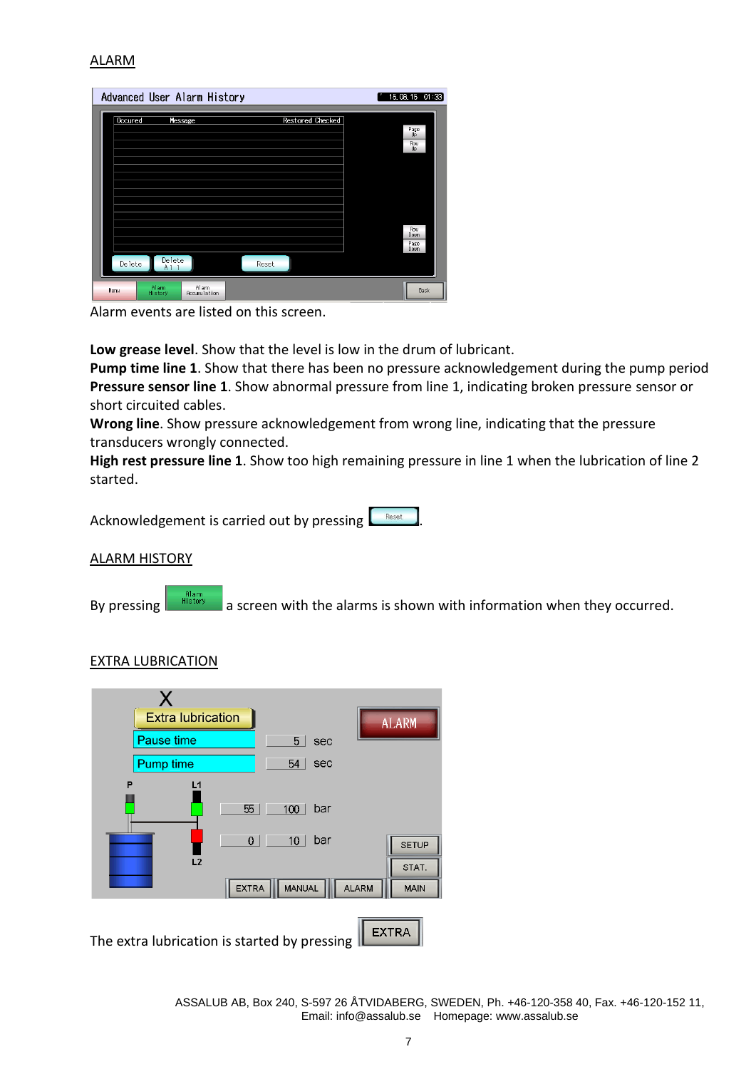ALARM

Alarm events are listed on this screen.

**Low grease level**. Show that the level is low in the drum of lubricant.
**Pump time line 1**. Show that there has been no pressure acknowledgement during the pump period
**Pressure sensor line 1**. Show abnormal pressure from line 1, indicating broken pressure sensor or short circuited cables.
**Wrong line**. Show pressure acknowledgement from wrong line, indicating that the pressure transducers wrongly connected.
**High rest pressure line 1**. Show too high remaining pressure in line 1 when the lubrication of line 2 started.

Acknowledgement is carried out by pressing Reset.

ALARM HISTORY

By pressing Alarm History a screen with the alarms is shown with information when they occurred.

EXTRA LUBRICATION

The extra lubrication is started by pressing EXTRA

ASSALUB AB, Box 240, S-597 26 ÅTVIDABERG, SWEDEN, Ph. +46-120-358 40, Fax. +46-120-152 11,
Email: info@assalub.se Homepage: www.assalub.se